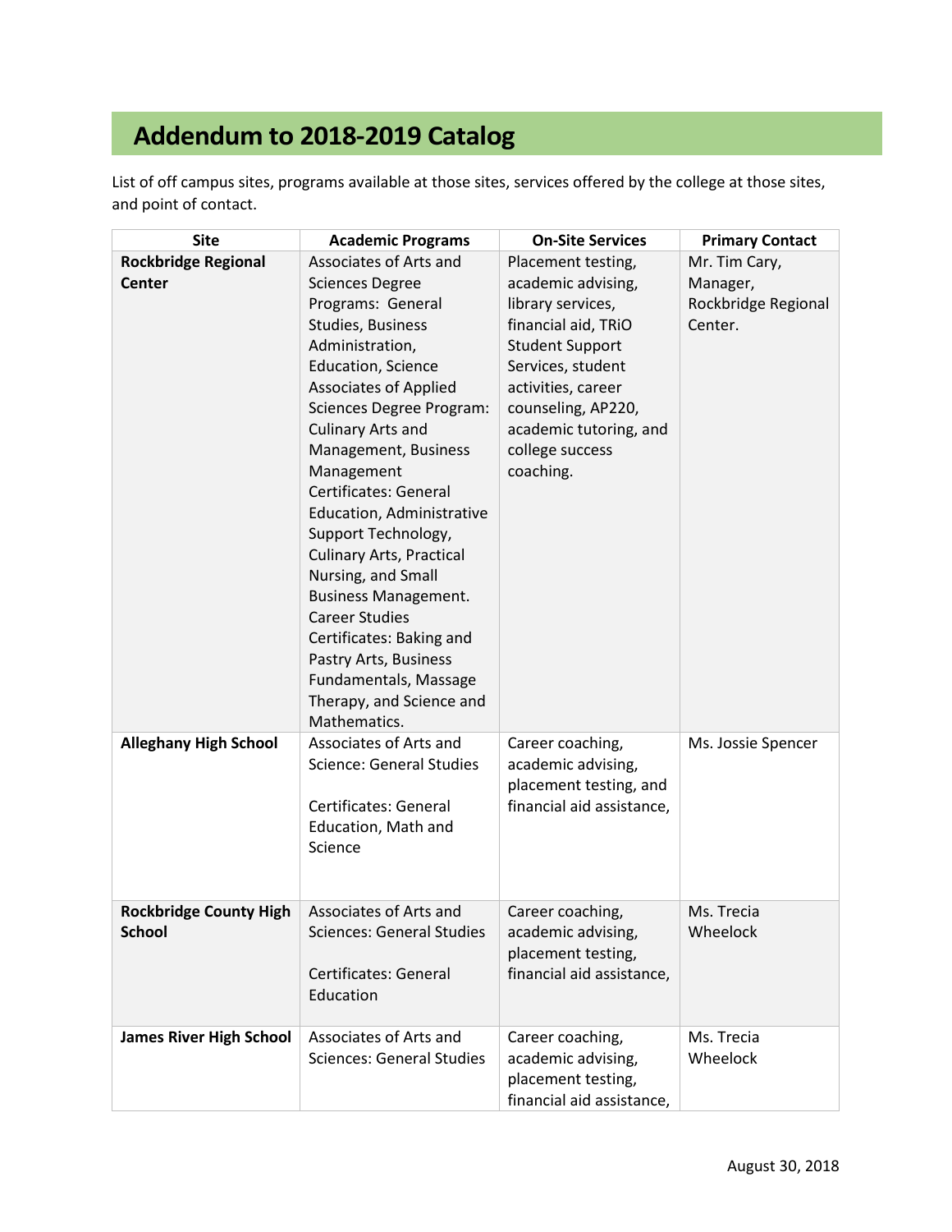# Addendum to 2018-2019 Catalog

List of off campus sites, programs available at those sites, services offered by the college at those sites, and point of contact.

| Site | Academic Programs | On-Site Services | Primary Contact |
|---|---|---|---|
| **Rockbridge Regional Center** | Associates of Arts and Sciences Degree Programs: General Studies, Business Administration, Education, Science Associates of Applied Sciences Degree Program: Culinary Arts and Management, Business Management Certificates: General Education, Administrative Support Technology, Culinary Arts, Practical Nursing, and Small Business Management. Career Studies Certificates: Baking and Pastry Arts, Business Fundamentals, Massage Therapy, and Science and Mathematics. | Placement testing, academic advising, library services, financial aid, TRiO Student Support Services, student activities, career counseling, AP220, academic tutoring, and college success coaching. | Mr. Tim Cary, Manager, Rockbridge Regional Center. |
| **Alleghany High School** | Associates of Arts and Science: General Studies<br><br>Certificates: General Education, Math and Science | Career coaching, academic advising, placement testing, and financial aid assistance, | Ms. Jossie Spencer |
| **Rockbridge County High School** | Associates of Arts and Sciences: General Studies<br><br>Certificates: General Education | Career coaching, academic advising, placement testing, financial aid assistance, | Ms. Trecia Wheelock |
| **James River High School** | Associates of Arts and Sciences: General Studies | Career coaching, academic advising, placement testing, financial aid assistance, | Ms. Trecia Wheelock |

August 30, 2018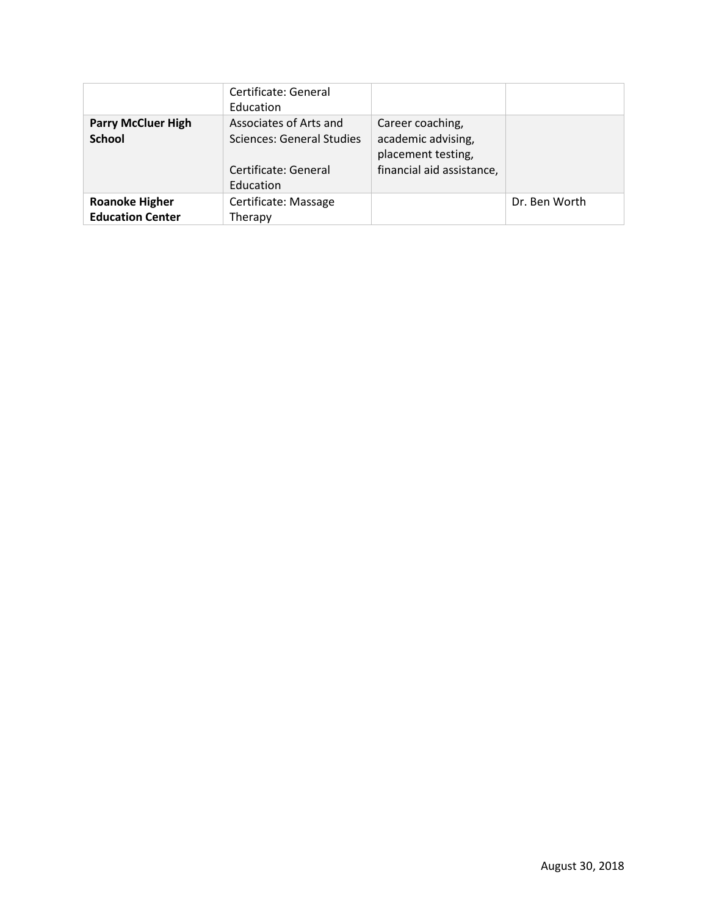| | | | |
|---|---|---|---|
| | Certificate: General Education | | |
| **Parry McCluer High School** | Associates of Arts and Sciences: General Studies<br><br>Certificate: General Education | Career coaching, academic advising, placement testing, financial aid assistance, | |
| **Roanoke Higher Education Center** | Certificate: Massage Therapy | | Dr. Ben Worth |

August 30, 2018